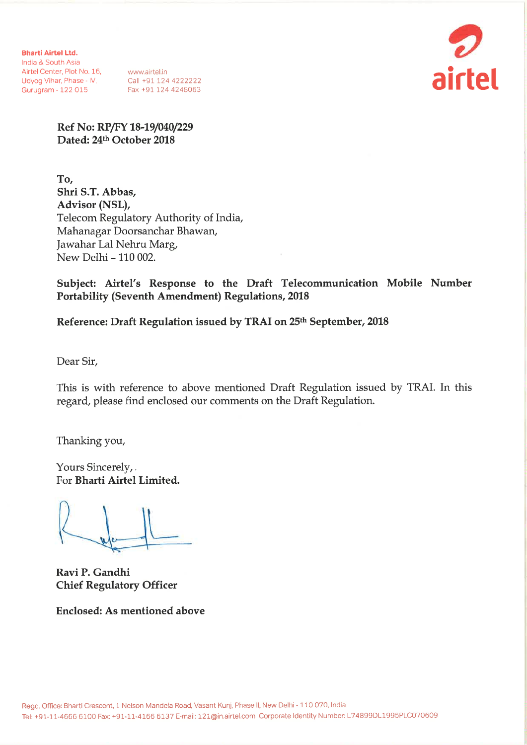**Bharti Airtel Ltd.**
India & South Asia
Airtel Center, Plot No. 16,
Udyog Vihar, Phase - IV,
Gurugram - 122 015

www.airtel.in
Call +91 124 4222222
Fax +91 124 4248063

**Ref No: RP/FY 18-19/040/229**
**Dated: 24th October 2018**

**To,**
**Shri S.T. Abbas,**
**Advisor (NSL),**
Telecom Regulatory Authority of India,
Mahanagar Doorsanchar Bhawan,
Jawahar Lal Nehru Marg,
New Delhi – 110 002.

**Subject: Airtel's Response to the Draft Telecommunication Mobile Number Portability (Seventh Amendment) Regulations, 2018**

**Reference: Draft Regulation issued by TRAI on 25th September, 2018**

Dear Sir,

This is with reference to above mentioned Draft Regulation issued by TRAI. In this regard, please find enclosed our comments on the Draft Regulation.

Thanking you,

Yours Sincerely,
For **Bharti Airtel Limited.**

**Ravi P. Gandhi**
**Chief Regulatory Officer**

**Enclosed: As mentioned above**

Regd. Office: Bharti Crescent, 1 Nelson Mandela Road, Vasant Kunj, Phase II, New Delhi - 110 070, India
Tel: +91-11-4666 6100 Fax: +91-11-4166 6137 E-mail: 121@in.airtel.com Corporate Identity Number: L74899DL1995PLC070609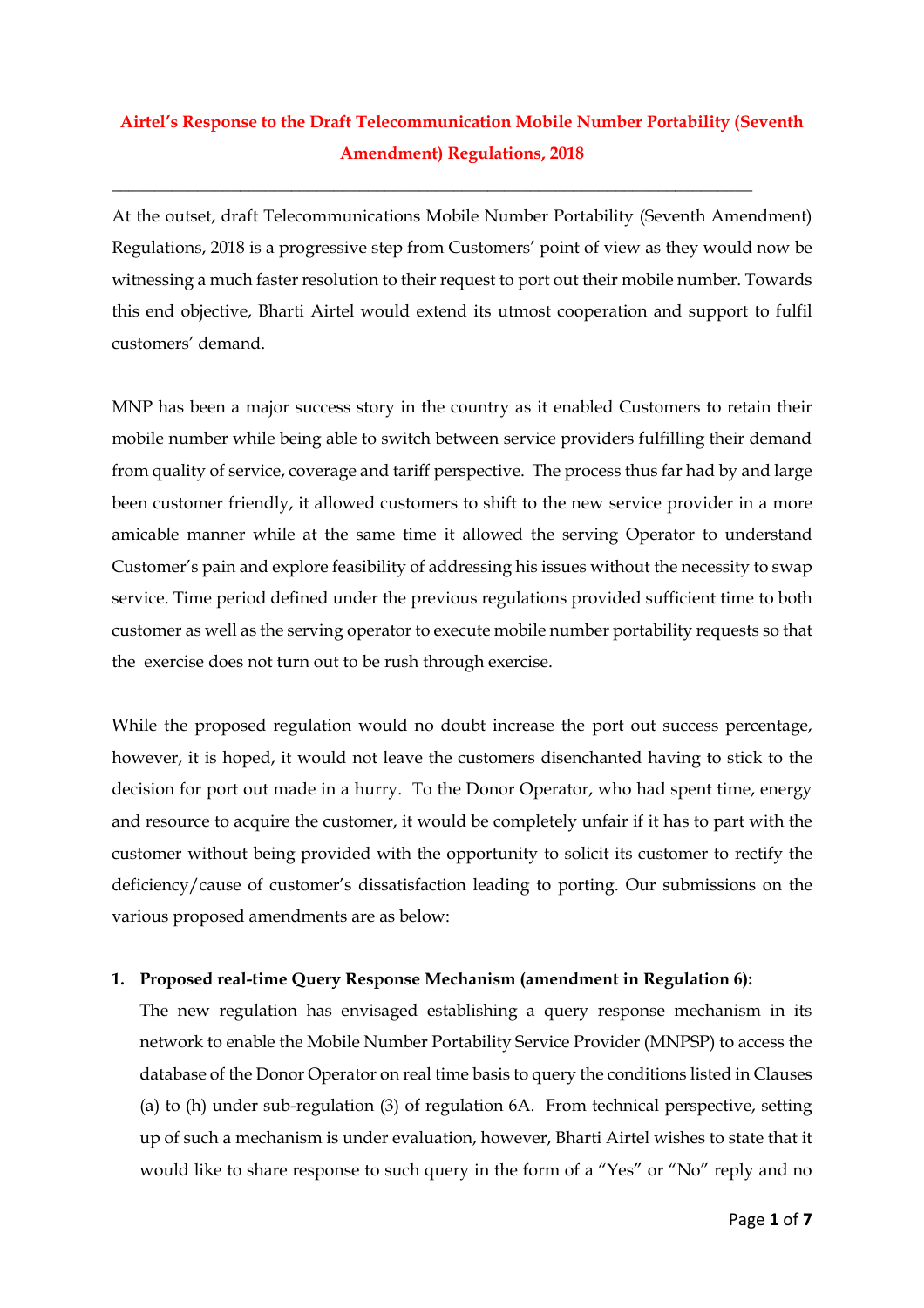# Airtel's Response to the Draft Telecommunication Mobile Number Portability (Seventh Amendment) Regulations, 2018

---

At the outset, draft Telecommunications Mobile Number Portability (Seventh Amendment) Regulations, 2018 is a progressive step from Customers' point of view as they would now be witnessing a much faster resolution to their request to port out their mobile number. Towards this end objective, Bharti Airtel would extend its utmost cooperation and support to fulfil customers' demand.

MNP has been a major success story in the country as it enabled Customers to retain their mobile number while being able to switch between service providers fulfilling their demand from quality of service, coverage and tariff perspective. The process thus far had by and large been customer friendly, it allowed customers to shift to the new service provider in a more amicable manner while at the same time it allowed the serving Operator to understand Customer's pain and explore feasibility of addressing his issues without the necessity to swap service. Time period defined under the previous regulations provided sufficient time to both customer as well as the serving operator to execute mobile number portability requests so that the exercise does not turn out to be rush through exercise.

While the proposed regulation would no doubt increase the port out success percentage, however, it is hoped, it would not leave the customers disenchanted having to stick to the decision for port out made in a hurry. To the Donor Operator, who had spent time, energy and resource to acquire the customer, it would be completely unfair if it has to part with the customer without being provided with the opportunity to solicit its customer to rectify the deficiency/cause of customer's dissatisfaction leading to porting. Our submissions on the various proposed amendments are as below:

1. **Proposed real-time Query Response Mechanism (amendment in Regulation 6):**
   The new regulation has envisaged establishing a query response mechanism in its network to enable the Mobile Number Portability Service Provider (MNPSP) to access the database of the Donor Operator on real time basis to query the conditions listed in Clauses (a) to (h) under sub-regulation (3) of regulation 6A. From technical perspective, setting up of such a mechanism is under evaluation, however, Bharti Airtel wishes to state that it would like to share response to such query in the form of a "Yes" or "No" reply and no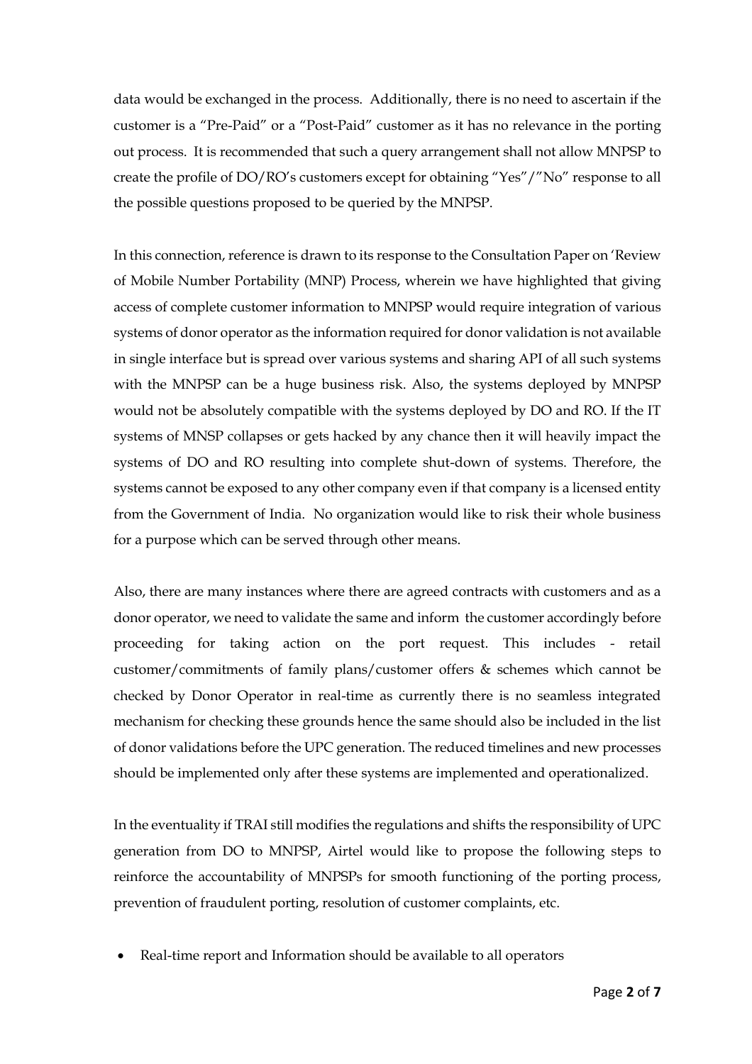data would be exchanged in the process. Additionally, there is no need to ascertain if the customer is a "Pre-Paid" or a "Post-Paid" customer as it has no relevance in the porting out process. It is recommended that such a query arrangement shall not allow MNPSP to create the profile of DO/RO's customers except for obtaining "Yes"/"No" response to all the possible questions proposed to be queried by the MNPSP.

In this connection, reference is drawn to its response to the Consultation Paper on 'Review of Mobile Number Portability (MNP) Process, wherein we have highlighted that giving access of complete customer information to MNPSP would require integration of various systems of donor operator as the information required for donor validation is not available in single interface but is spread over various systems and sharing API of all such systems with the MNPSP can be a huge business risk. Also, the systems deployed by MNPSP would not be absolutely compatible with the systems deployed by DO and RO. If the IT systems of MNSP collapses or gets hacked by any chance then it will heavily impact the systems of DO and RO resulting into complete shut-down of systems. Therefore, the systems cannot be exposed to any other company even if that company is a licensed entity from the Government of India. No organization would like to risk their whole business for a purpose which can be served through other means.

Also, there are many instances where there are agreed contracts with customers and as a donor operator, we need to validate the same and inform the customer accordingly before proceeding for taking action on the port request. This includes - retail customer/commitments of family plans/customer offers & schemes which cannot be checked by Donor Operator in real-time as currently there is no seamless integrated mechanism for checking these grounds hence the same should also be included in the list of donor validations before the UPC generation. The reduced timelines and new processes should be implemented only after these systems are implemented and operationalized.

In the eventuality if TRAI still modifies the regulations and shifts the responsibility of UPC generation from DO to MNPSP, Airtel would like to propose the following steps to reinforce the accountability of MNPSPs for smooth functioning of the porting process, prevention of fraudulent porting, resolution of customer complaints, etc.

- Real-time report and Information should be available to all operators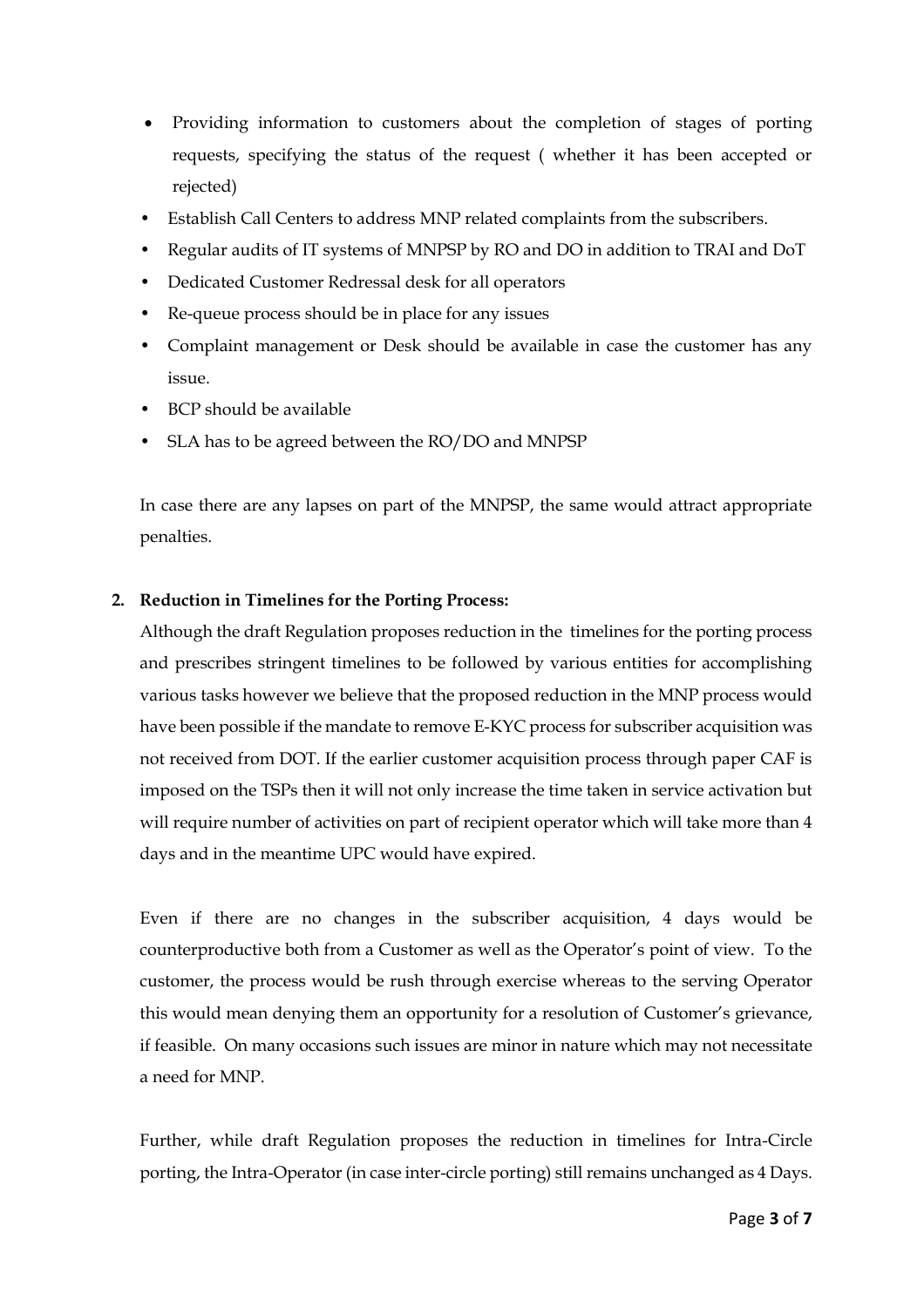- Providing information to customers about the completion of stages of porting requests, specifying the status of the request ( whether it has been accepted or rejected)
- Establish Call Centers to address MNP related complaints from the subscribers.
- Regular audits of IT systems of MNPSP by RO and DO in addition to TRAI and DoT
- Dedicated Customer Redressal desk for all operators
- Re-queue process should be in place for any issues
- Complaint management or Desk should be available in case the customer has any issue.
- BCP should be available
- SLA has to be agreed between the RO/DO and MNPSP

In case there are any lapses on part of the MNPSP, the same would attract appropriate penalties.

**2. Reduction in Timelines for the Porting Process:**

Although the draft Regulation proposes reduction in the timelines for the porting process and prescribes stringent timelines to be followed by various entities for accomplishing various tasks however we believe that the proposed reduction in the MNP process would have been possible if the mandate to remove E-KYC process for subscriber acquisition was not received from DOT. If the earlier customer acquisition process through paper CAF is imposed on the TSPs then it will not only increase the time taken in service activation but will require number of activities on part of recipient operator which will take more than 4 days and in the meantime UPC would have expired.

Even if there are no changes in the subscriber acquisition, 4 days would be counterproductive both from a Customer as well as the Operator's point of view. To the customer, the process would be rush through exercise whereas to the serving Operator this would mean denying them an opportunity for a resolution of Customer's grievance, if feasible. On many occasions such issues are minor in nature which may not necessitate a need for MNP.

Further, while draft Regulation proposes the reduction in timelines for Intra-Circle porting, the Intra-Operator (in case inter-circle porting) still remains unchanged as 4 Days.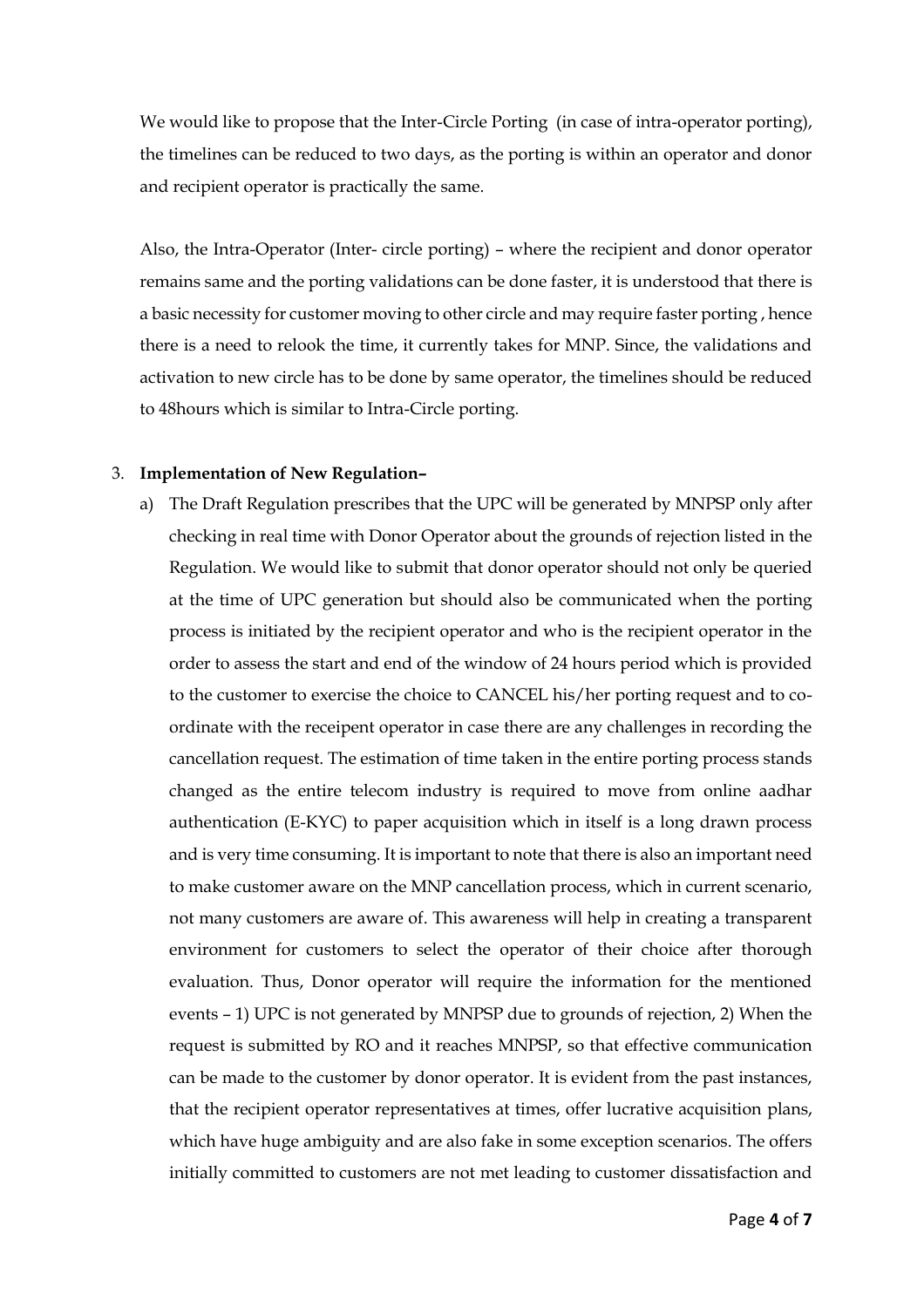We would like to propose that the Inter-Circle Porting (in case of intra-operator porting), the timelines can be reduced to two days, as the porting is within an operator and donor and recipient operator is practically the same.

Also, the Intra-Operator (Inter- circle porting) – where the recipient and donor operator remains same and the porting validations can be done faster, it is understood that there is a basic necessity for customer moving to other circle and may require faster porting , hence there is a need to relook the time, it currently takes for MNP. Since, the validations and activation to new circle has to be done by same operator, the timelines should be reduced to 48hours which is similar to Intra-Circle porting.

3. **Implementation of New Regulation–**

   a) The Draft Regulation prescribes that the UPC will be generated by MNPSP only after checking in real time with Donor Operator about the grounds of rejection listed in the Regulation. We would like to submit that donor operator should not only be queried at the time of UPC generation but should also be communicated when the porting process is initiated by the recipient operator and who is the recipient operator in the order to assess the start and end of the window of 24 hours period which is provided to the customer to exercise the choice to CANCEL his/her porting request and to co-ordinate with the receipent operator in case there are any challenges in recording the cancellation request. The estimation of time taken in the entire porting process stands changed as the entire telecom industry is required to move from online aadhar authentication (E-KYC) to paper acquisition which in itself is a long drawn process and is very time consuming. It is important to note that there is also an important need to make customer aware on the MNP cancellation process, which in current scenario, not many customers are aware of. This awareness will help in creating a transparent environment for customers to select the operator of their choice after thorough evaluation. Thus, Donor operator will require the information for the mentioned events – 1) UPC is not generated by MNPSP due to grounds of rejection, 2) When the request is submitted by RO and it reaches MNPSP, so that effective communication can be made to the customer by donor operator. It is evident from the past instances, that the recipient operator representatives at times, offer lucrative acquisition plans, which have huge ambiguity and are also fake in some exception scenarios. The offers initially committed to customers are not met leading to customer dissatisfaction and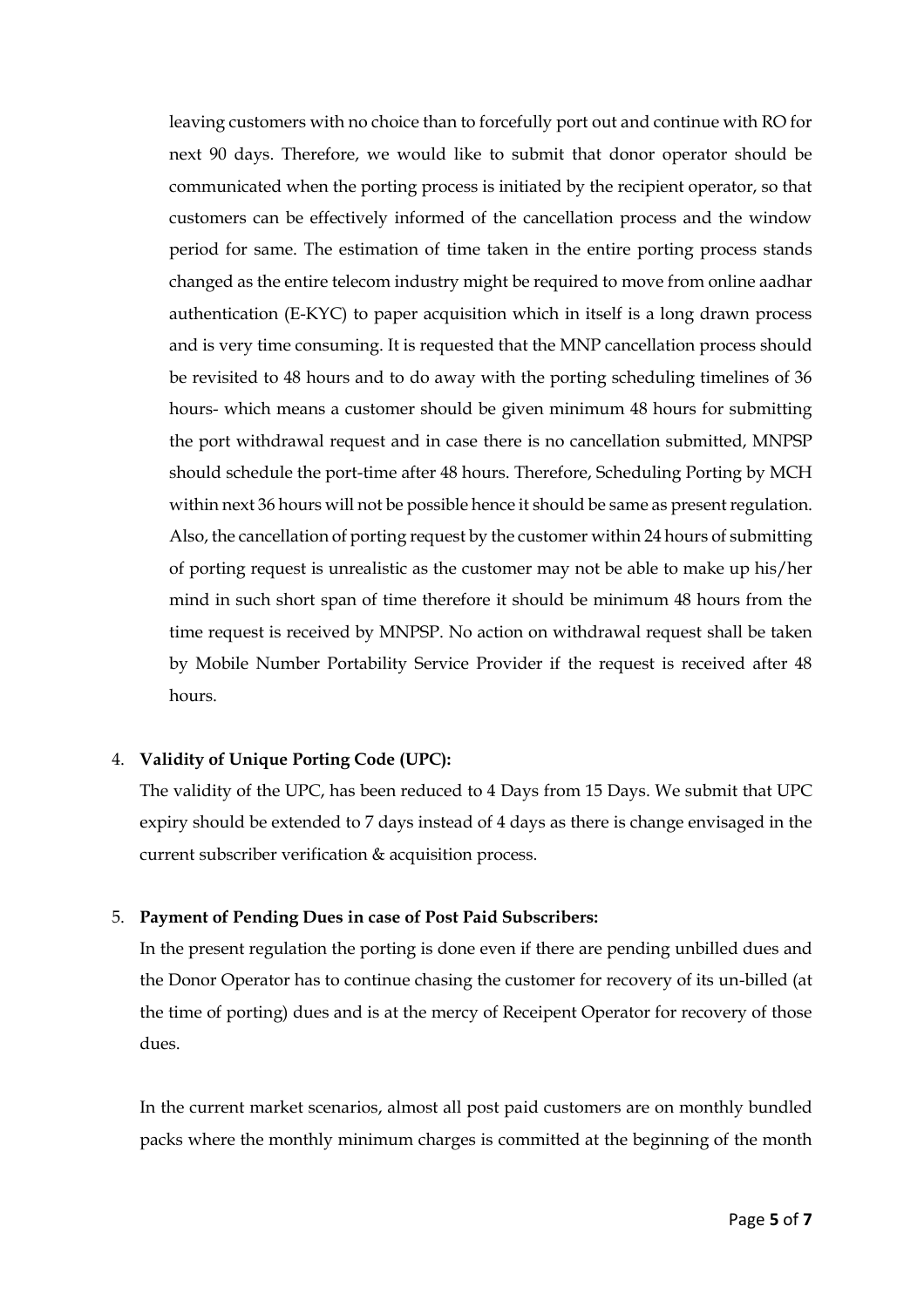leaving customers with no choice than to forcefully port out and continue with RO for next 90 days. Therefore, we would like to submit that donor operator should be communicated when the porting process is initiated by the recipient operator, so that customers can be effectively informed of the cancellation process and the window period for same. The estimation of time taken in the entire porting process stands changed as the entire telecom industry might be required to move from online aadhar authentication (E-KYC) to paper acquisition which in itself is a long drawn process and is very time consuming. It is requested that the MNP cancellation process should be revisited to 48 hours and to do away with the porting scheduling timelines of 36 hours- which means a customer should be given minimum 48 hours for submitting the port withdrawal request and in case there is no cancellation submitted, MNPSP should schedule the port-time after 48 hours. Therefore, Scheduling Porting by MCH within next 36 hours will not be possible hence it should be same as present regulation. Also, the cancellation of porting request by the customer within 24 hours of submitting of porting request is unrealistic as the customer may not be able to make up his/her mind in such short span of time therefore it should be minimum 48 hours from the time request is received by MNPSP. No action on withdrawal request shall be taken by Mobile Number Portability Service Provider if the request is received after 48 hours.

4. **Validity of Unique Porting Code (UPC):**

   The validity of the UPC, has been reduced to 4 Days from 15 Days. We submit that UPC expiry should be extended to 7 days instead of 4 days as there is change envisaged in the current subscriber verification & acquisition process.

5. **Payment of Pending Dues in case of Post Paid Subscribers:**

   In the present regulation the porting is done even if there are pending unbilled dues and the Donor Operator has to continue chasing the customer for recovery of its un-billed (at the time of porting) dues and is at the mercy of Receipent Operator for recovery of those dues.

   In the current market scenarios, almost all post paid customers are on monthly bundled packs where the monthly minimum charges is committed at the beginning of the month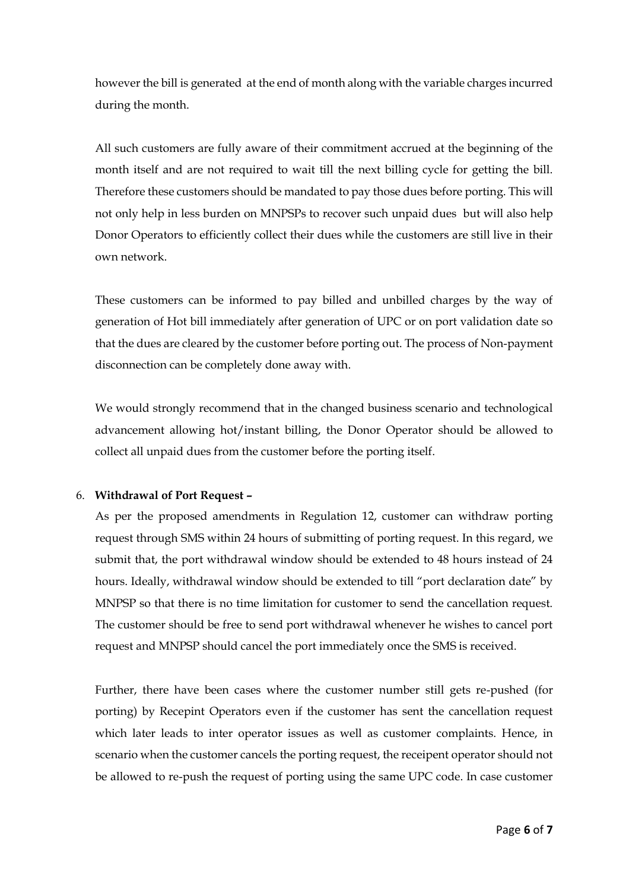however the bill is generated at the end of month along with the variable charges incurred during the month.

All such customers are fully aware of their commitment accrued at the beginning of the month itself and are not required to wait till the next billing cycle for getting the bill. Therefore these customers should be mandated to pay those dues before porting. This will not only help in less burden on MNPSPs to recover such unpaid dues but will also help Donor Operators to efficiently collect their dues while the customers are still live in their own network.

These customers can be informed to pay billed and unbilled charges by the way of generation of Hot bill immediately after generation of UPC or on port validation date so that the dues are cleared by the customer before porting out. The process of Non-payment disconnection can be completely done away with.

We would strongly recommend that in the changed business scenario and technological advancement allowing hot/instant billing, the Donor Operator should be allowed to collect all unpaid dues from the customer before the porting itself.

6. **Withdrawal of Port Request –**

   As per the proposed amendments in Regulation 12, customer can withdraw porting request through SMS within 24 hours of submitting of porting request. In this regard, we submit that, the port withdrawal window should be extended to 48 hours instead of 24 hours. Ideally, withdrawal window should be extended to till "port declaration date" by MNPSP so that there is no time limitation for customer to send the cancellation request. The customer should be free to send port withdrawal whenever he wishes to cancel port request and MNPSP should cancel the port immediately once the SMS is received.

   Further, there have been cases where the customer number still gets re-pushed (for porting) by Recepint Operators even if the customer has sent the cancellation request which later leads to inter operator issues as well as customer complaints. Hence, in scenario when the customer cancels the porting request, the receipent operator should not be allowed to re-push the request of porting using the same UPC code. In case customer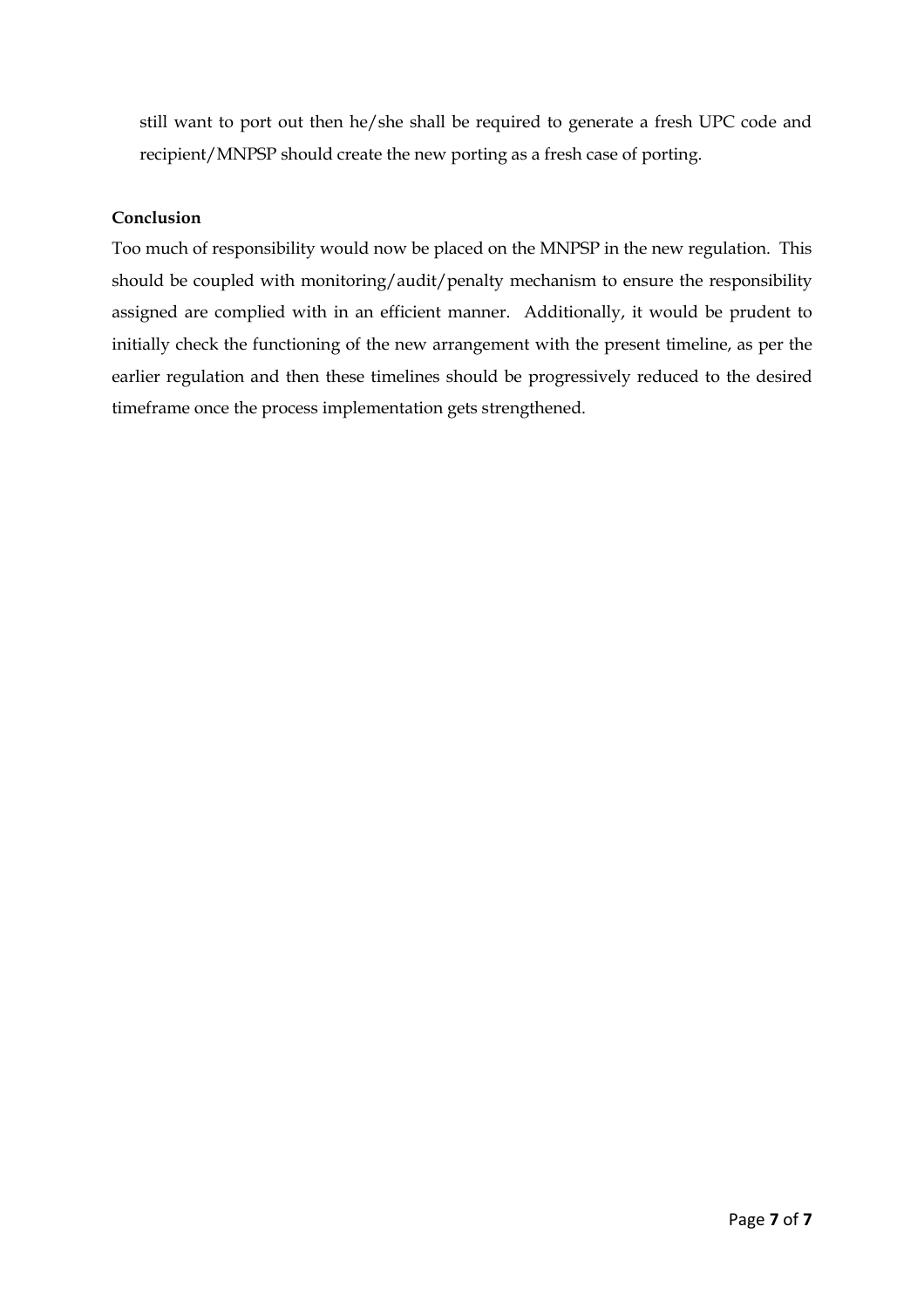still want to port out then he/she shall be required to generate a fresh UPC code and recipient/MNPSP should create the new porting as a fresh case of porting.

**Conclusion**

Too much of responsibility would now be placed on the MNPSP in the new regulation. This should be coupled with monitoring/audit/penalty mechanism to ensure the responsibility assigned are complied with in an efficient manner. Additionally, it would be prudent to initially check the functioning of the new arrangement with the present timeline, as per the earlier regulation and then these timelines should be progressively reduced to the desired timeframe once the process implementation gets strengthened.